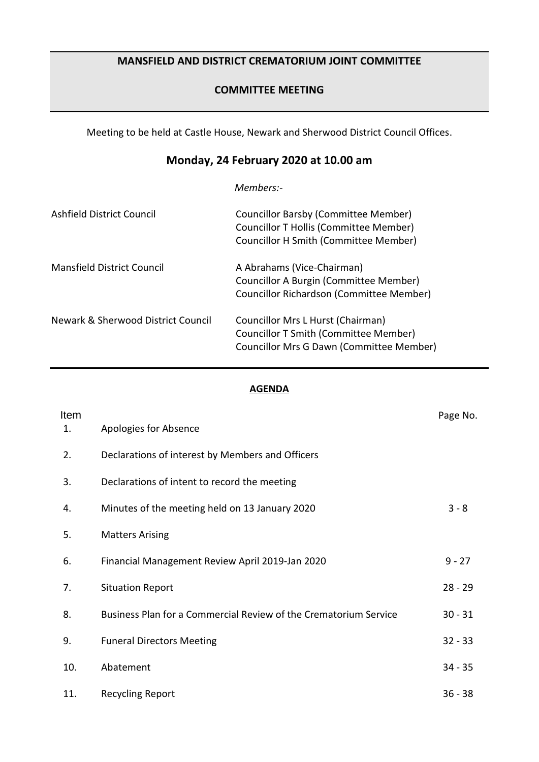# MANSFIELD AND DISTRICT CREMATORIUM JOINT COMMITTEE

## COMMITTEE MEETING

Meeting to be held at Castle House, Newark and Sherwood District Council Offices.

## Monday, 24 February 2020 at 10.00 am

*Members:-*

| | |
|---|---|
| Ashfield District Council | Councillor Barsby (Committee Member)<br>Councillor T Hollis (Committee Member)<br>Councillor H Smith (Committee Member) |
| Mansfield District Council | A Abrahams (Vice-Chairman)<br>Councillor A Burgin (Committee Member)<br>Councillor Richardson (Committee Member) |
| Newark & Sherwood District Council | Councillor Mrs L Hurst (Chairman)<br>Councillor T Smith (Committee Member)<br>Councillor Mrs G Dawn (Committee Member) |

**AGENDA**

| Item | | Page No. |
|---|---|---|
| 1. | Apologies for Absence | |
| 2. | Declarations of interest by Members and Officers | |
| 3. | Declarations of intent to record the meeting | |
| 4. | Minutes of the meeting held on 13 January 2020 | 3 - 8 |
| 5. | Matters Arising | |
| 6. | Financial Management Review April 2019-Jan 2020 | 9 - 27 |
| 7. | Situation Report | 28 - 29 |
| 8. | Business Plan for a Commercial Review of the Crematorium Service | 30 - 31 |
| 9. | Funeral Directors Meeting | 32 - 33 |
| 10. | Abatement | 34 - 35 |
| 11. | Recycling Report | 36 - 38 |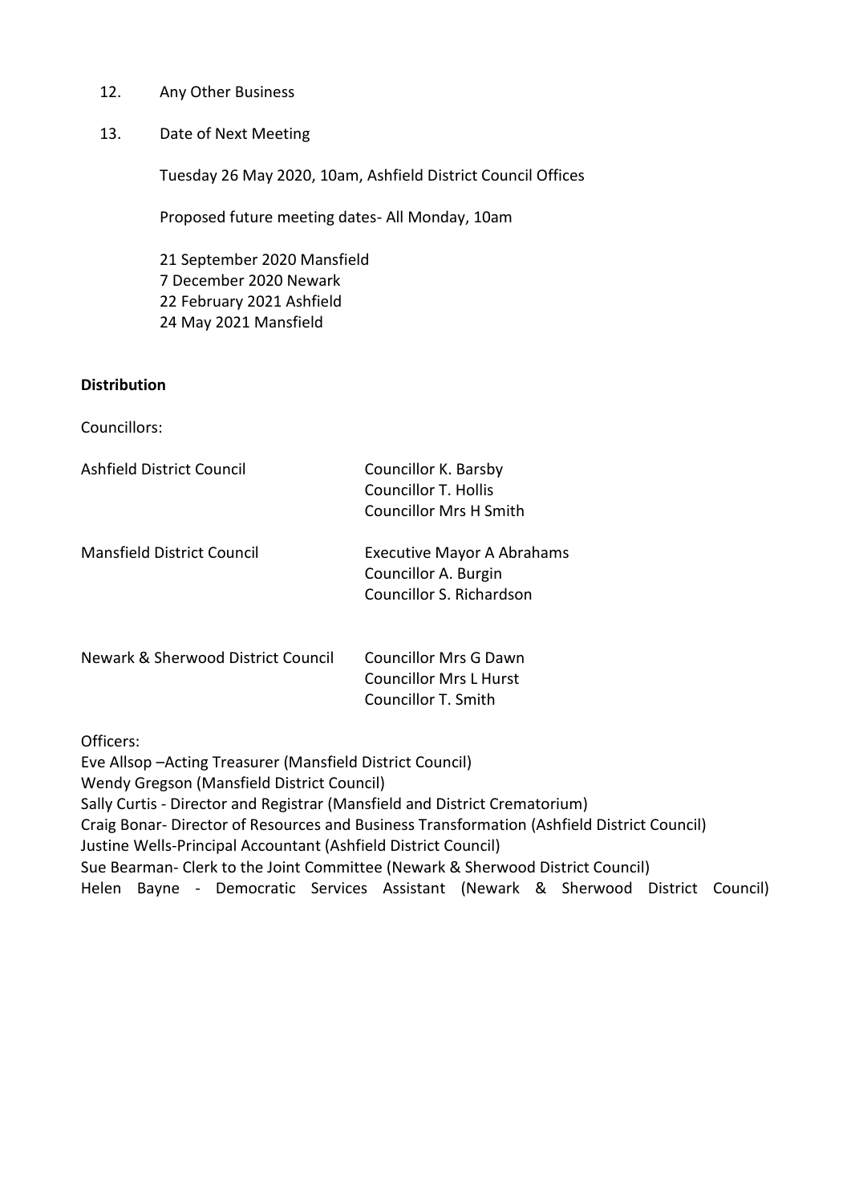12. Any Other Business

13. Date of Next Meeting

    Tuesday 26 May 2020, 10am, Ashfield District Council Offices

    Proposed future meeting dates- All Monday, 10am

    21 September 2020 Mansfield
    7 December 2020 Newark
    22 February 2021 Ashfield
    24 May 2021 Mansfield

**Distribution**

Councillors:

| | |
|---|---|
| Ashfield District Council | Councillor K. Barsby<br>Councillor T. Hollis<br>Councillor Mrs H Smith |
| Mansfield District Council | Executive Mayor A Abrahams<br>Councillor A. Burgin<br>Councillor S. Richardson |
| Newark & Sherwood District Council | Councillor Mrs G Dawn<br>Councillor Mrs L Hurst<br>Councillor T. Smith |

Officers:
Eve Allsop –Acting Treasurer (Mansfield District Council)
Wendy Gregson (Mansfield District Council)
Sally Curtis - Director and Registrar (Mansfield and District Crematorium)
Craig Bonar- Director of Resources and Business Transformation (Ashfield District Council)
Justine Wells-Principal Accountant (Ashfield District Council)
Sue Bearman- Clerk to the Joint Committee (Newark & Sherwood District Council)
Helen Bayne - Democratic Services Assistant (Newark & Sherwood District Council)